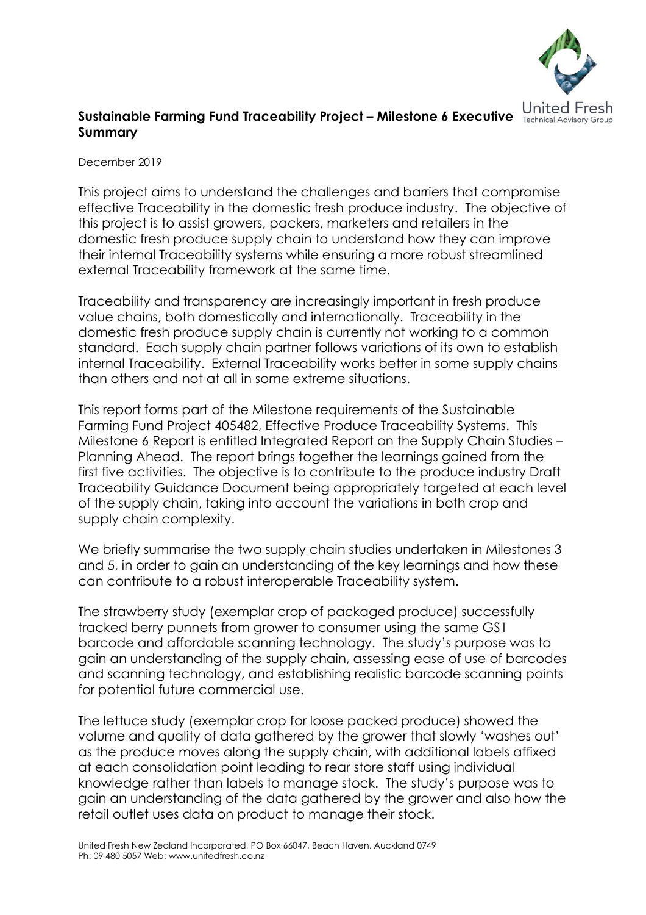# Sustainable Farming Fund Traceability Project – Milestone 6 Executive Summary

December 2019

This project aims to understand the challenges and barriers that compromise effective Traceability in the domestic fresh produce industry. The objective of this project is to assist growers, packers, marketers and retailers in the domestic fresh produce supply chain to understand how they can improve their internal Traceability systems while ensuring a more robust streamlined external Traceability framework at the same time.

Traceability and transparency are increasingly important in fresh produce value chains, both domestically and internationally. Traceability in the domestic fresh produce supply chain is currently not working to a common standard. Each supply chain partner follows variations of its own to establish internal Traceability. External Traceability works better in some supply chains than others and not at all in some extreme situations.

This report forms part of the Milestone requirements of the Sustainable Farming Fund Project 405482, Effective Produce Traceability Systems. This Milestone 6 Report is entitled Integrated Report on the Supply Chain Studies – Planning Ahead. The report brings together the learnings gained from the first five activities. The objective is to contribute to the produce industry Draft Traceability Guidance Document being appropriately targeted at each level of the supply chain, taking into account the variations in both crop and supply chain complexity.

We briefly summarise the two supply chain studies undertaken in Milestones 3 and 5, in order to gain an understanding of the key learnings and how these can contribute to a robust interoperable Traceability system.

The strawberry study (exemplar crop of packaged produce) successfully tracked berry punnets from grower to consumer using the same GS1 barcode and affordable scanning technology. The study's purpose was to gain an understanding of the supply chain, assessing ease of use of barcodes and scanning technology, and establishing realistic barcode scanning points for potential future commercial use.

The lettuce study (exemplar crop for loose packed produce) showed the volume and quality of data gathered by the grower that slowly 'washes out' as the produce moves along the supply chain, with additional labels affixed at each consolidation point leading to rear store staff using individual knowledge rather than labels to manage stock. The study's purpose was to gain an understanding of the data gathered by the grower and also how the retail outlet uses data on product to manage their stock.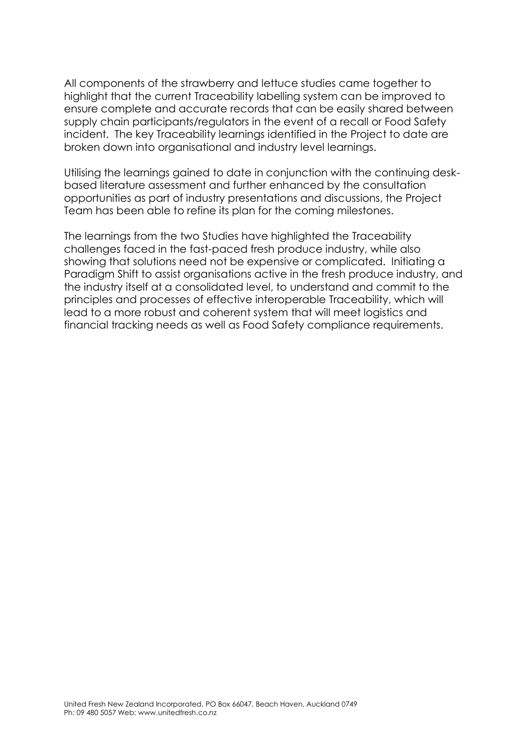All components of the strawberry and lettuce studies came together to highlight that the current Traceability labelling system can be improved to ensure complete and accurate records that can be easily shared between supply chain participants/regulators in the event of a recall or Food Safety incident. The key Traceability learnings identified in the Project to date are broken down into organisational and industry level learnings.

Utilising the learnings gained to date in conjunction with the continuing desk-based literature assessment and further enhanced by the consultation opportunities as part of industry presentations and discussions, the Project Team has been able to refine its plan for the coming milestones.

The learnings from the two Studies have highlighted the Traceability challenges faced in the fast-paced fresh produce industry, while also showing that solutions need not be expensive or complicated. Initiating a Paradigm Shift to assist organisations active in the fresh produce industry, and the industry itself at a consolidated level, to understand and commit to the principles and processes of effective interoperable Traceability, which will lead to a more robust and coherent system that will meet logistics and financial tracking needs as well as Food Safety compliance requirements.